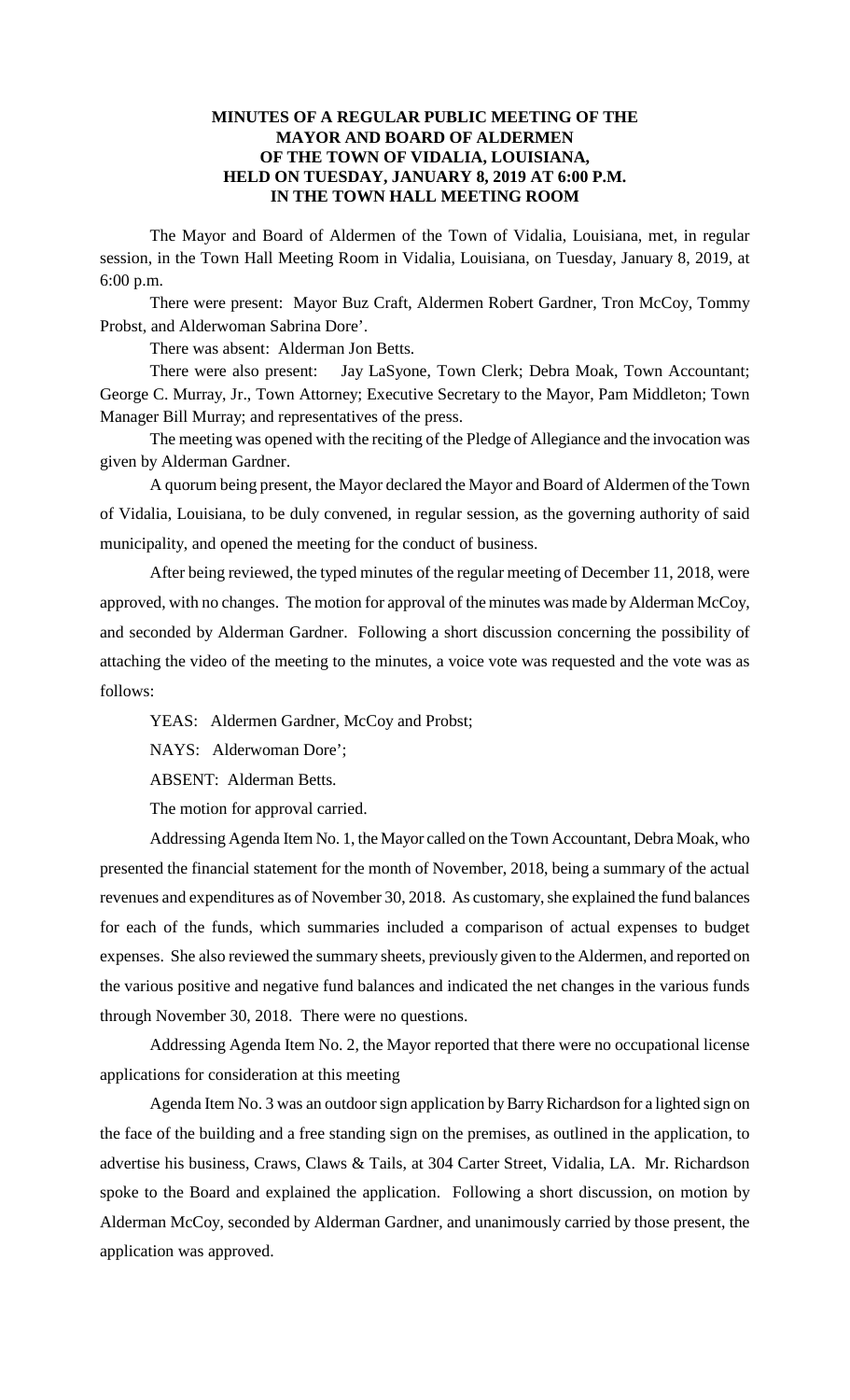# MINUTES OF A REGULAR PUBLIC MEETING OF THE MAYOR AND BOARD OF ALDERMEN OF THE TOWN OF VIDALIA, LOUISIANA, HELD ON TUESDAY, JANUARY 8, 2019 AT 6:00 P.M. IN THE TOWN HALL MEETING ROOM

The Mayor and Board of Aldermen of the Town of Vidalia, Louisiana, met, in regular session, in the Town Hall Meeting Room in Vidalia, Louisiana, on Tuesday, January 8, 2019, at 6:00 p.m.

There were present: Mayor Buz Craft, Aldermen Robert Gardner, Tron McCoy, Tommy Probst, and Alderwoman Sabrina Dore'.

There was absent: Alderman Jon Betts.

There were also present: Jay LaSyone, Town Clerk; Debra Moak, Town Accountant; George C. Murray, Jr., Town Attorney; Executive Secretary to the Mayor, Pam Middleton; Town Manager Bill Murray; and representatives of the press.

The meeting was opened with the reciting of the Pledge of Allegiance and the invocation was given by Alderman Gardner.

A quorum being present, the Mayor declared the Mayor and Board of Aldermen of the Town of Vidalia, Louisiana, to be duly convened, in regular session, as the governing authority of said municipality, and opened the meeting for the conduct of business.

After being reviewed, the typed minutes of the regular meeting of December 11, 2018, were approved, with no changes. The motion for approval of the minutes was made by Alderman McCoy, and seconded by Alderman Gardner. Following a short discussion concerning the possibility of attaching the video of the meeting to the minutes, a voice vote was requested and the vote was as follows:

YEAS: Aldermen Gardner, McCoy and Probst;

NAYS: Alderwoman Dore';

ABSENT: Alderman Betts.

The motion for approval carried.

Addressing Agenda Item No. 1, the Mayor called on the Town Accountant, Debra Moak, who presented the financial statement for the month of November, 2018, being a summary of the actual revenues and expenditures as of November 30, 2018. As customary, she explained the fund balances for each of the funds, which summaries included a comparison of actual expenses to budget expenses. She also reviewed the summary sheets, previously given to the Aldermen, and reported on the various positive and negative fund balances and indicated the net changes in the various funds through November 30, 2018. There were no questions.

Addressing Agenda Item No. 2, the Mayor reported that there were no occupational license applications for consideration at this meeting

Agenda Item No. 3 was an outdoor sign application by Barry Richardson for a lighted sign on the face of the building and a free standing sign on the premises, as outlined in the application, to advertise his business, Craws, Claws & Tails, at 304 Carter Street, Vidalia, LA. Mr. Richardson spoke to the Board and explained the application. Following a short discussion, on motion by Alderman McCoy, seconded by Alderman Gardner, and unanimously carried by those present, the application was approved.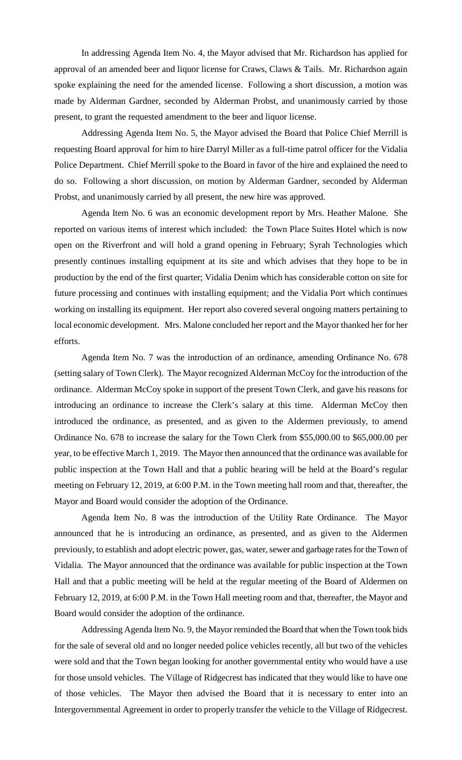In addressing Agenda Item No. 4, the Mayor advised that Mr. Richardson has applied for approval of an amended beer and liquor license for Craws, Claws & Tails. Mr. Richardson again spoke explaining the need for the amended license. Following a short discussion, a motion was made by Alderman Gardner, seconded by Alderman Probst, and unanimously carried by those present, to grant the requested amendment to the beer and liquor license.

Addressing Agenda Item No. 5, the Mayor advised the Board that Police Chief Merrill is requesting Board approval for him to hire Darryl Miller as a full-time patrol officer for the Vidalia Police Department. Chief Merrill spoke to the Board in favor of the hire and explained the need to do so. Following a short discussion, on motion by Alderman Gardner, seconded by Alderman Probst, and unanimously carried by all present, the new hire was approved.

Agenda Item No. 6 was an economic development report by Mrs. Heather Malone. She reported on various items of interest which included: the Town Place Suites Hotel which is now open on the Riverfront and will hold a grand opening in February; Syrah Technologies which presently continues installing equipment at its site and which advises that they hope to be in production by the end of the first quarter; Vidalia Denim which has considerable cotton on site for future processing and continues with installing equipment; and the Vidalia Port which continues working on installing its equipment. Her report also covered several ongoing matters pertaining to local economic development. Mrs. Malone concluded her report and the Mayor thanked her for her efforts.

Agenda Item No. 7 was the introduction of an ordinance, amending Ordinance No. 678 (setting salary of Town Clerk). The Mayor recognized Alderman McCoy for the introduction of the ordinance. Alderman McCoy spoke in support of the present Town Clerk, and gave his reasons for introducing an ordinance to increase the Clerk's salary at this time. Alderman McCoy then introduced the ordinance, as presented, and as given to the Aldermen previously, to amend Ordinance No. 678 to increase the salary for the Town Clerk from $55,000.00 to $65,000.00 per year, to be effective March 1, 2019. The Mayor then announced that the ordinance was available for public inspection at the Town Hall and that a public hearing will be held at the Board's regular meeting on February 12, 2019, at 6:00 P.M. in the Town meeting hall room and that, thereafter, the Mayor and Board would consider the adoption of the Ordinance.

Agenda Item No. 8 was the introduction of the Utility Rate Ordinance. The Mayor announced that he is introducing an ordinance, as presented, and as given to the Aldermen previously, to establish and adopt electric power, gas, water, sewer and garbage rates for the Town of Vidalia. The Mayor announced that the ordinance was available for public inspection at the Town Hall and that a public meeting will be held at the regular meeting of the Board of Aldermen on February 12, 2019, at 6:00 P.M. in the Town Hall meeting room and that, thereafter, the Mayor and Board would consider the adoption of the ordinance.

Addressing Agenda Item No. 9, the Mayor reminded the Board that when the Town took bids for the sale of several old and no longer needed police vehicles recently, all but two of the vehicles were sold and that the Town began looking for another governmental entity who would have a use for those unsold vehicles. The Village of Ridgecrest has indicated that they would like to have one of those vehicles. The Mayor then advised the Board that it is necessary to enter into an Intergovernmental Agreement in order to properly transfer the vehicle to the Village of Ridgecrest.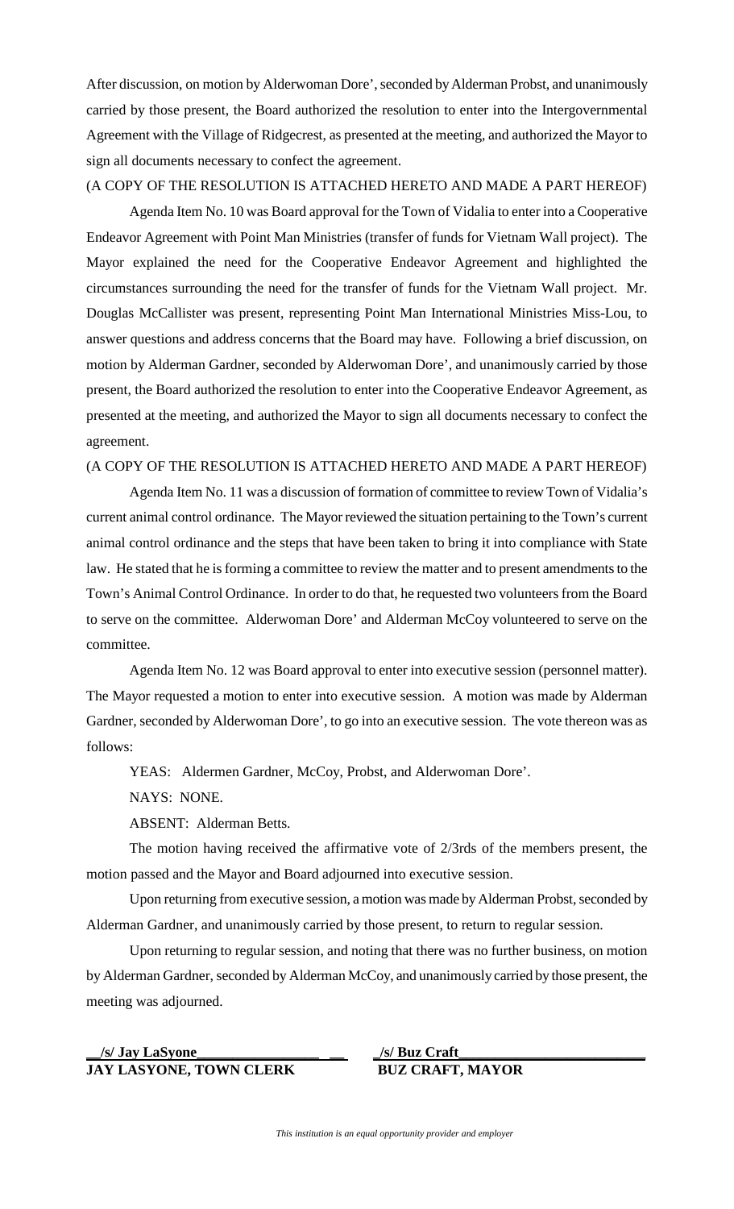After discussion, on motion by Alderwoman Dore', seconded by Alderman Probst, and unanimously carried by those present, the Board authorized the resolution to enter into the Intergovernmental Agreement with the Village of Ridgecrest, as presented at the meeting, and authorized the Mayor to sign all documents necessary to confect the agreement.

(A COPY OF THE RESOLUTION IS ATTACHED HERETO AND MADE A PART HEREOF)

Agenda Item No. 10 was Board approval for the Town of Vidalia to enter into a Cooperative Endeavor Agreement with Point Man Ministries (transfer of funds for Vietnam Wall project). The Mayor explained the need for the Cooperative Endeavor Agreement and highlighted the circumstances surrounding the need for the transfer of funds for the Vietnam Wall project. Mr. Douglas McCallister was present, representing Point Man International Ministries Miss-Lou, to answer questions and address concerns that the Board may have. Following a brief discussion, on motion by Alderman Gardner, seconded by Alderwoman Dore', and unanimously carried by those present, the Board authorized the resolution to enter into the Cooperative Endeavor Agreement, as presented at the meeting, and authorized the Mayor to sign all documents necessary to confect the agreement.

(A COPY OF THE RESOLUTION IS ATTACHED HERETO AND MADE A PART HEREOF)

Agenda Item No. 11 was a discussion of formation of committee to review Town of Vidalia's current animal control ordinance. The Mayor reviewed the situation pertaining to the Town's current animal control ordinance and the steps that have been taken to bring it into compliance with State law. He stated that he is forming a committee to review the matter and to present amendments to the Town's Animal Control Ordinance. In order to do that, he requested two volunteers from the Board to serve on the committee. Alderwoman Dore' and Alderman McCoy volunteered to serve on the committee.

Agenda Item No. 12 was Board approval to enter into executive session (personnel matter). The Mayor requested a motion to enter into executive session. A motion was made by Alderman Gardner, seconded by Alderwoman Dore', to go into an executive session. The vote thereon was as follows:

YEAS: Aldermen Gardner, McCoy, Probst, and Alderwoman Dore'.

NAYS: NONE.

ABSENT: Alderman Betts.

The motion having received the affirmative vote of 2/3rds of the members present, the motion passed and the Mayor and Board adjourned into executive session.

Upon returning from executive session, a motion was made by Alderman Probst, seconded by Alderman Gardner, and unanimously carried by those present, to return to regular session.

Upon returning to regular session, and noting that there was no further business, on motion by Alderman Gardner, seconded by Alderman McCoy, and unanimously carried by those present, the meeting was adjourned.

| **/s/ Jay LaSyone** | **/s/ Buz Craft** |
|---|---|
| **JAY LASYONE, TOWN CLERK** | **BUZ CRAFT, MAYOR** |

*This institution is an equal opportunity provider and employer*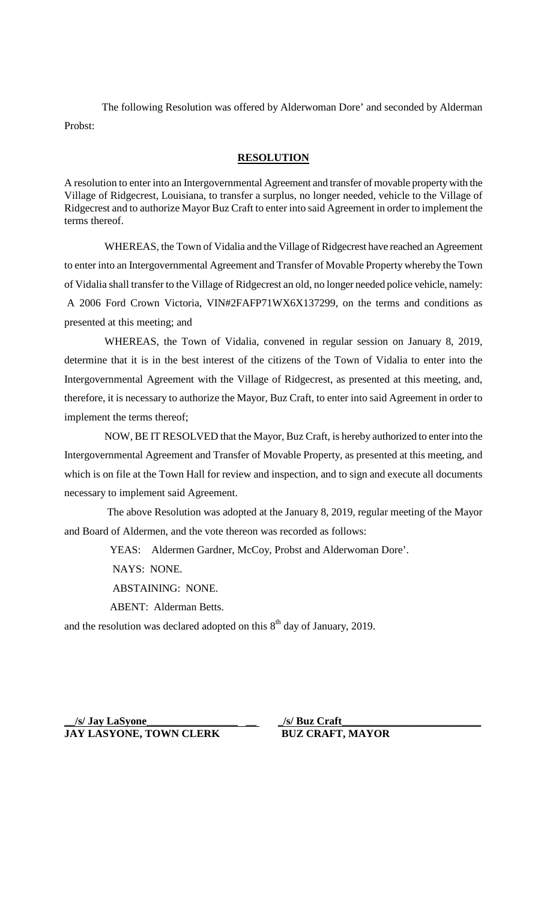The following Resolution was offered by Alderwoman Dore' and seconded by Alderman Probst:

## **RESOLUTION**

A resolution to enter into an Intergovernmental Agreement and transfer of movable property with the Village of Ridgecrest, Louisiana, to transfer a surplus, no longer needed, vehicle to the Village of Ridgecrest and to authorize Mayor Buz Craft to enter into said Agreement in order to implement the terms thereof.

WHEREAS, the Town of Vidalia and the Village of Ridgecrest have reached an Agreement to enter into an Intergovernmental Agreement and Transfer of Movable Property whereby the Town of Vidalia shall transfer to the Village of Ridgecrest an old, no longer needed police vehicle, namely: A 2006 Ford Crown Victoria, VIN#2FAFP71WX6X137299, on the terms and conditions as presented at this meeting; and

WHEREAS, the Town of Vidalia, convened in regular session on January 8, 2019, determine that it is in the best interest of the citizens of the Town of Vidalia to enter into the Intergovernmental Agreement with the Village of Ridgecrest, as presented at this meeting, and, therefore, it is necessary to authorize the Mayor, Buz Craft, to enter into said Agreement in order to implement the terms thereof;

NOW, BE IT RESOLVED that the Mayor, Buz Craft, is hereby authorized to enter into the Intergovernmental Agreement and Transfer of Movable Property, as presented at this meeting, and which is on file at the Town Hall for review and inspection, and to sign and execute all documents necessary to implement said Agreement.

The above Resolution was adopted at the January 8, 2019, regular meeting of the Mayor and Board of Aldermen, and the vote thereon was recorded as follows:

YEAS: Aldermen Gardner, McCoy, Probst and Alderwoman Dore'.

NAYS: NONE.

ABSTAINING: NONE.

ABENT: Alderman Betts.

and the resolution was declared adopted on this 8th day of January, 2019.

**/s/ Jay LaSyone**
**JAY LASYONE, TOWN CLERK**

**/s/ Buz Craft**
**BUZ CRAFT, MAYOR**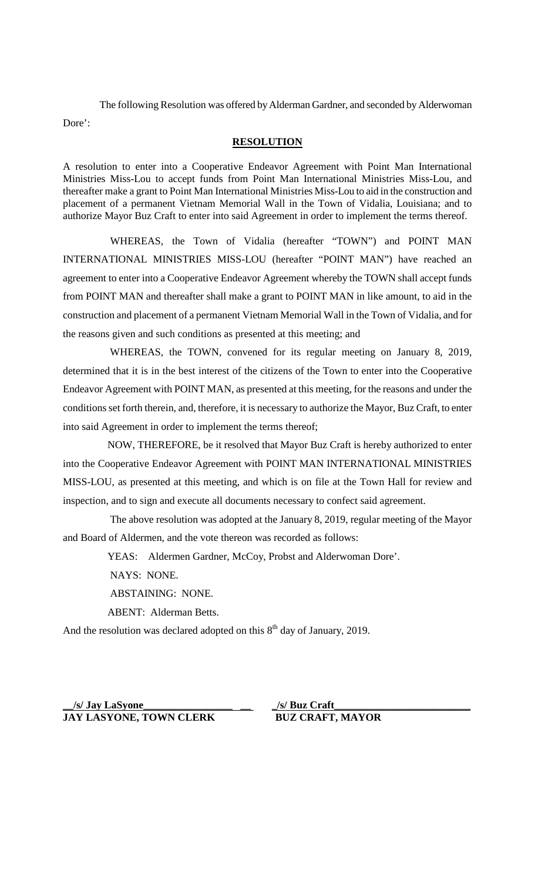The following Resolution was offered by Alderman Gardner, and seconded by Alderwoman Dore':

**RESOLUTION**

A resolution to enter into a Cooperative Endeavor Agreement with Point Man International Ministries Miss-Lou to accept funds from Point Man International Ministries Miss-Lou, and thereafter make a grant to Point Man International Ministries Miss-Lou to aid in the construction and placement of a permanent Vietnam Memorial Wall in the Town of Vidalia, Louisiana; and to authorize Mayor Buz Craft to enter into said Agreement in order to implement the terms thereof.

WHEREAS, the Town of Vidalia (hereafter "TOWN") and POINT MAN INTERNATIONAL MINISTRIES MISS-LOU (hereafter "POINT MAN") have reached an agreement to enter into a Cooperative Endeavor Agreement whereby the TOWN shall accept funds from POINT MAN and thereafter shall make a grant to POINT MAN in like amount, to aid in the construction and placement of a permanent Vietnam Memorial Wall in the Town of Vidalia, and for the reasons given and such conditions as presented at this meeting; and

WHEREAS, the TOWN, convened for its regular meeting on January 8, 2019, determined that it is in the best interest of the citizens of the Town to enter into the Cooperative Endeavor Agreement with POINT MAN, as presented at this meeting, for the reasons and under the conditions set forth therein, and, therefore, it is necessary to authorize the Mayor, Buz Craft, to enter into said Agreement in order to implement the terms thereof;

NOW, THEREFORE, be it resolved that Mayor Buz Craft is hereby authorized to enter into the Cooperative Endeavor Agreement with POINT MAN INTERNATIONAL MINISTRIES MISS-LOU, as presented at this meeting, and which is on file at the Town Hall for review and inspection, and to sign and execute all documents necessary to confect said agreement.

The above resolution was adopted at the January 8, 2019, regular meeting of the Mayor and Board of Aldermen, and the vote thereon was recorded as follows:

YEAS: Aldermen Gardner, McCoy, Probst and Alderwoman Dore'.

NAYS: NONE.

ABSTAINING: NONE.

ABENT: Alderman Betts.

And the resolution was declared adopted on this 8th day of January, 2019.

**/s/ Jay LaSyone**
**JAY LASYONE, TOWN CLERK**

**/s/ Buz Craft**
**BUZ CRAFT, MAYOR**